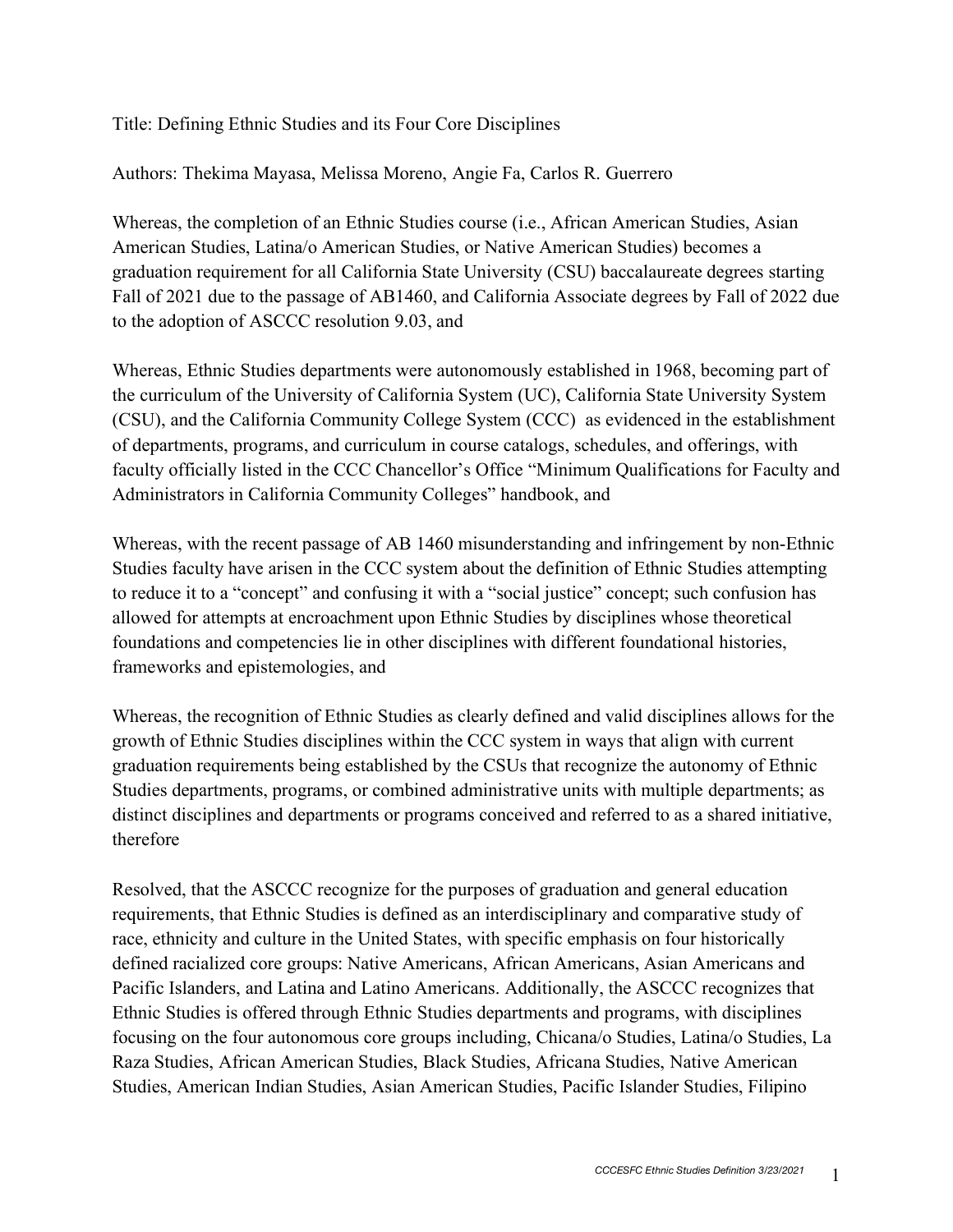Title: Defining Ethnic Studies and its Four Core Disciplines

Authors: Thekima Mayasa, Melissa Moreno, Angie Fa, Carlos R. Guerrero

Whereas, the completion of an Ethnic Studies course (i.e., African American Studies, Asian American Studies, Latina/o American Studies, or Native American Studies) becomes a graduation requirement for all California State University (CSU) baccalaureate degrees starting Fall of 2021 due to the passage of AB1460, and California Associate degrees by Fall of 2022 due to the adoption of ASCCC resolution 9.03, and

Whereas, Ethnic Studies departments were autonomously established in 1968, becoming part of the curriculum of the University of California System (UC), California State University System (CSU), and the California Community College System (CCC) as evidenced in the establishment of departments, programs, and curriculum in course catalogs, schedules, and offerings, with faculty officially listed in the CCC Chancellor's Office "Minimum Qualifications for Faculty and Administrators in California Community Colleges" handbook, and

Whereas, with the recent passage of AB 1460 misunderstanding and infringement by non-Ethnic Studies faculty have arisen in the CCC system about the definition of Ethnic Studies attempting to reduce it to a "concept" and confusing it with a "social justice" concept; such confusion has allowed for attempts at encroachment upon Ethnic Studies by disciplines whose theoretical foundations and competencies lie in other disciplines with different foundational histories, frameworks and epistemologies, and

Whereas, the recognition of Ethnic Studies as clearly defined and valid disciplines allows for the growth of Ethnic Studies disciplines within the CCC system in ways that align with current graduation requirements being established by the CSUs that recognize the autonomy of Ethnic Studies departments, programs, or combined administrative units with multiple departments; as distinct disciplines and departments or programs conceived and referred to as a shared initiative, therefore

Resolved, that the ASCCC recognize for the purposes of graduation and general education requirements, that Ethnic Studies is defined as an interdisciplinary and comparative study of race, ethnicity and culture in the United States, with specific emphasis on four historically defined racialized core groups: Native Americans, African Americans, Asian Americans and Pacific Islanders, and Latina and Latino Americans. Additionally, the ASCCC recognizes that Ethnic Studies is offered through Ethnic Studies departments and programs, with disciplines focusing on the four autonomous core groups including, Chicana/o Studies, Latina/o Studies, La Raza Studies, African American Studies, Black Studies, Africana Studies, Native American Studies, American Indian Studies, Asian American Studies, Pacific Islander Studies, Filipino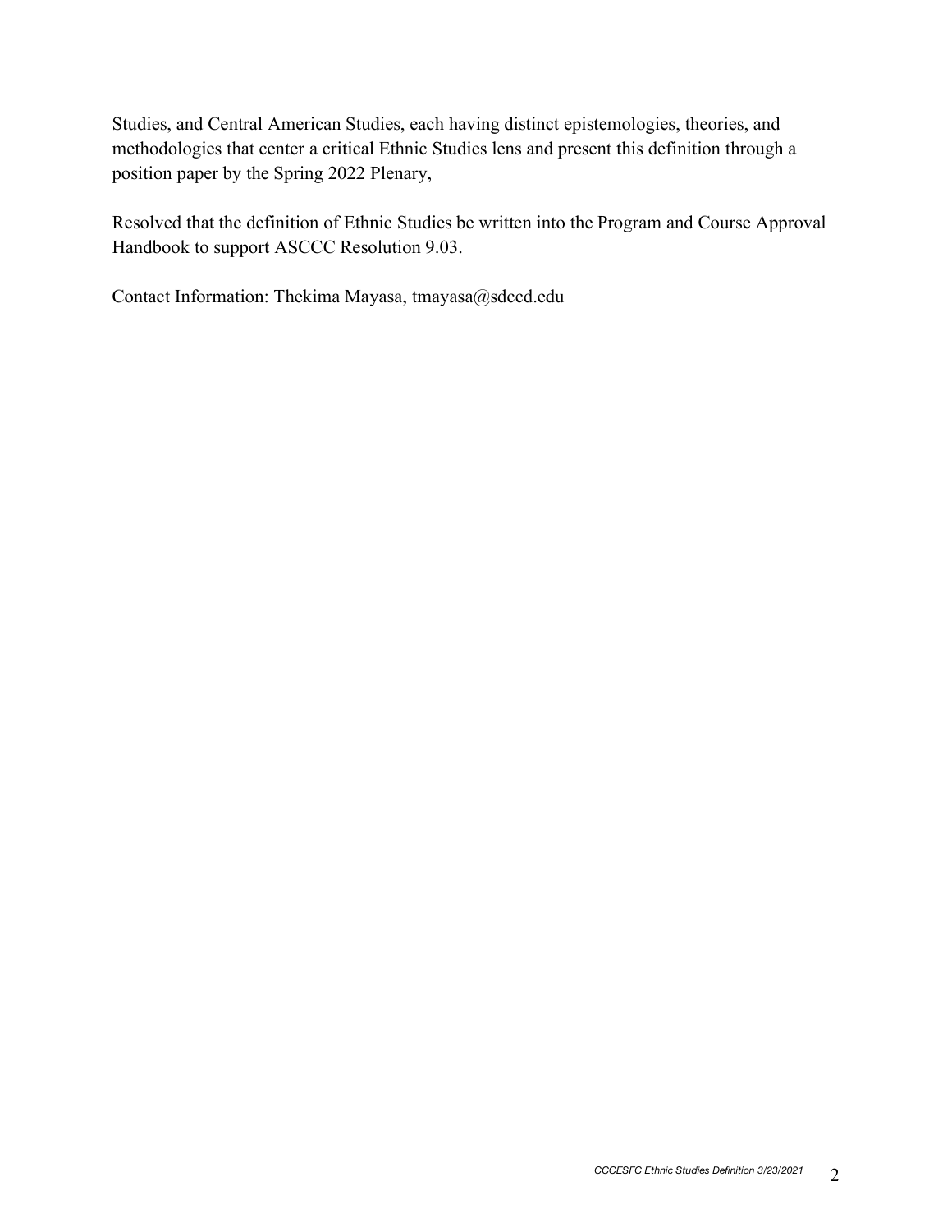Studies, and Central American Studies, each having distinct epistemologies, theories, and methodologies that center a critical Ethnic Studies lens and present this definition through a position paper by the Spring 2022 Plenary,

Resolved that the definition of Ethnic Studies be written into the Program and Course Approval Handbook to support ASCCC Resolution 9.03.

Contact Information: Thekima Mayasa, tmayasa@sdccd.edu